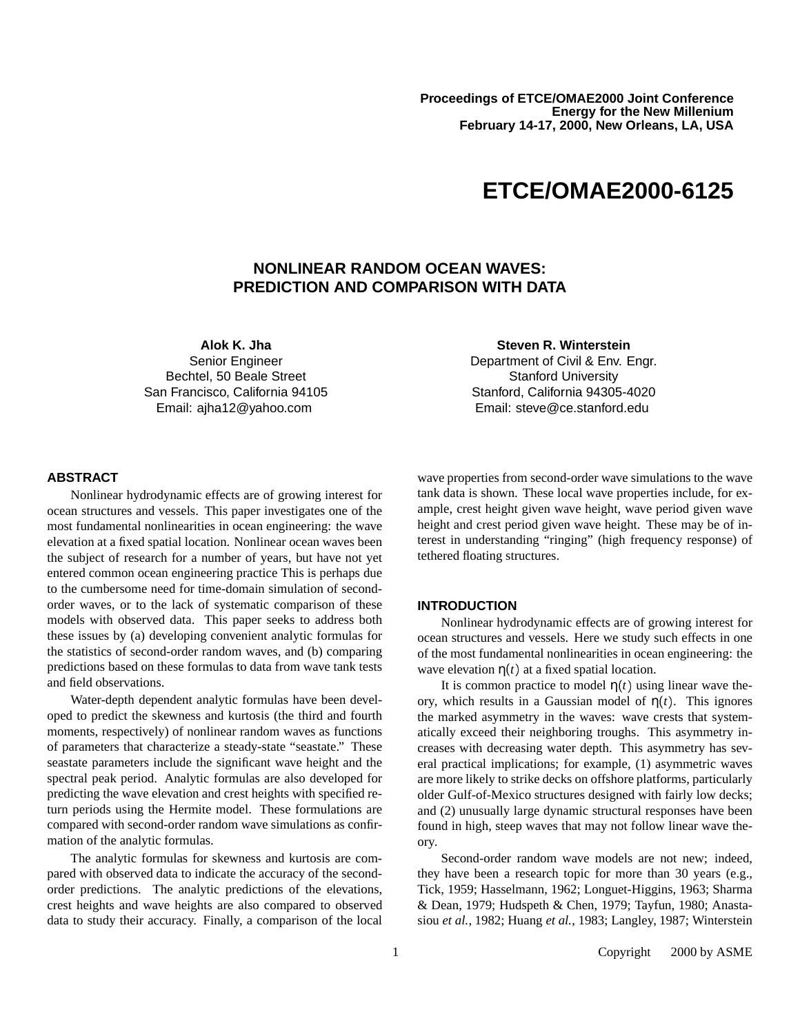Proceedings of ETCE/OMAE2000 Joint Conference
Energy for the New Millenium
February 14-17, 2000, New Orleans, LA, USA

# ETCE/OMAE2000-6125

## NONLINEAR RANDOM OCEAN WAVES: PREDICTION AND COMPARISON WITH DATA

**Alok K. Jha**
Senior Engineer
Bechtel, 50 Beale Street
San Francisco, California 94105
Email: ajha12@yahoo.com

**Steven R. Winterstein**
Department of Civil & Env. Engr.
Stanford University
Stanford, California 94305-4020
Email: steve@ce.stanford.edu

### ABSTRACT

Nonlinear hydrodynamic effects are of growing interest for ocean structures and vessels. This paper investigates one of the most fundamental nonlinearities in ocean engineering: the wave elevation at a fixed spatial location. Nonlinear ocean waves been the subject of research for a number of years, but have not yet entered common ocean engineering practice This is perhaps due to the cumbersome need for time-domain simulation of second-order waves, or to the lack of systematic comparison of these models with observed data. This paper seeks to address both these issues by (a) developing convenient analytic formulas for the statistics of second-order random waves, and (b) comparing predictions based on these formulas to data from wave tank tests and field observations.

Water-depth dependent analytic formulas have been developed to predict the skewness and kurtosis (the third and fourth moments, respectively) of nonlinear random waves as functions of parameters that characterize a steady-state "seastate." These seastate parameters include the significant wave height and the spectral peak period. Analytic formulas are also developed for predicting the wave elevation and crest heights with specified return periods using the Hermite model. These formulations are compared with second-order random wave simulations as confirmation of the analytic formulas.

The analytic formulas for skewness and kurtosis are compared with observed data to indicate the accuracy of the second-order predictions. The analytic predictions of the elevations, crest heights and wave heights are also compared to observed data to study their accuracy. Finally, a comparison of the local wave properties from second-order wave simulations to the wave tank data is shown. These local wave properties include, for example, crest height given wave height, wave period given wave height and crest period given wave height. These may be of interest in understanding "ringing" (high frequency response) of tethered floating structures.

### INTRODUCTION

Nonlinear hydrodynamic effects are of growing interest for ocean structures and vessels. Here we study such effects in one of the most fundamental nonlinearities in ocean engineering: the wave elevation $\eta(t)$ at a fixed spatial location.

It is common practice to model $\eta(t)$ using linear wave theory, which results in a Gaussian model of $\eta(t)$. This ignores the marked asymmetry in the waves: wave crests that systematically exceed their neighboring troughs. This asymmetry increases with decreasing water depth. This asymmetry has several practical implications; for example, (1) asymmetric waves are more likely to strike decks on offshore platforms, particularly older Gulf-of-Mexico structures designed with fairly low decks; and (2) unusually large dynamic structural responses have been found in high, steep waves that may not follow linear wave theory.

Second-order random wave models are not new; indeed, they have been a research topic for more than 30 years (e.g., Tick, 1959; Hasselmann, 1962; Longuet-Higgins, 1963; Sharma & Dean, 1979; Hudspeth & Chen, 1979; Tayfun, 1980; Anastasiou *et al.*, 1982; Huang *et al.*, 1983; Langley, 1987; Winterstein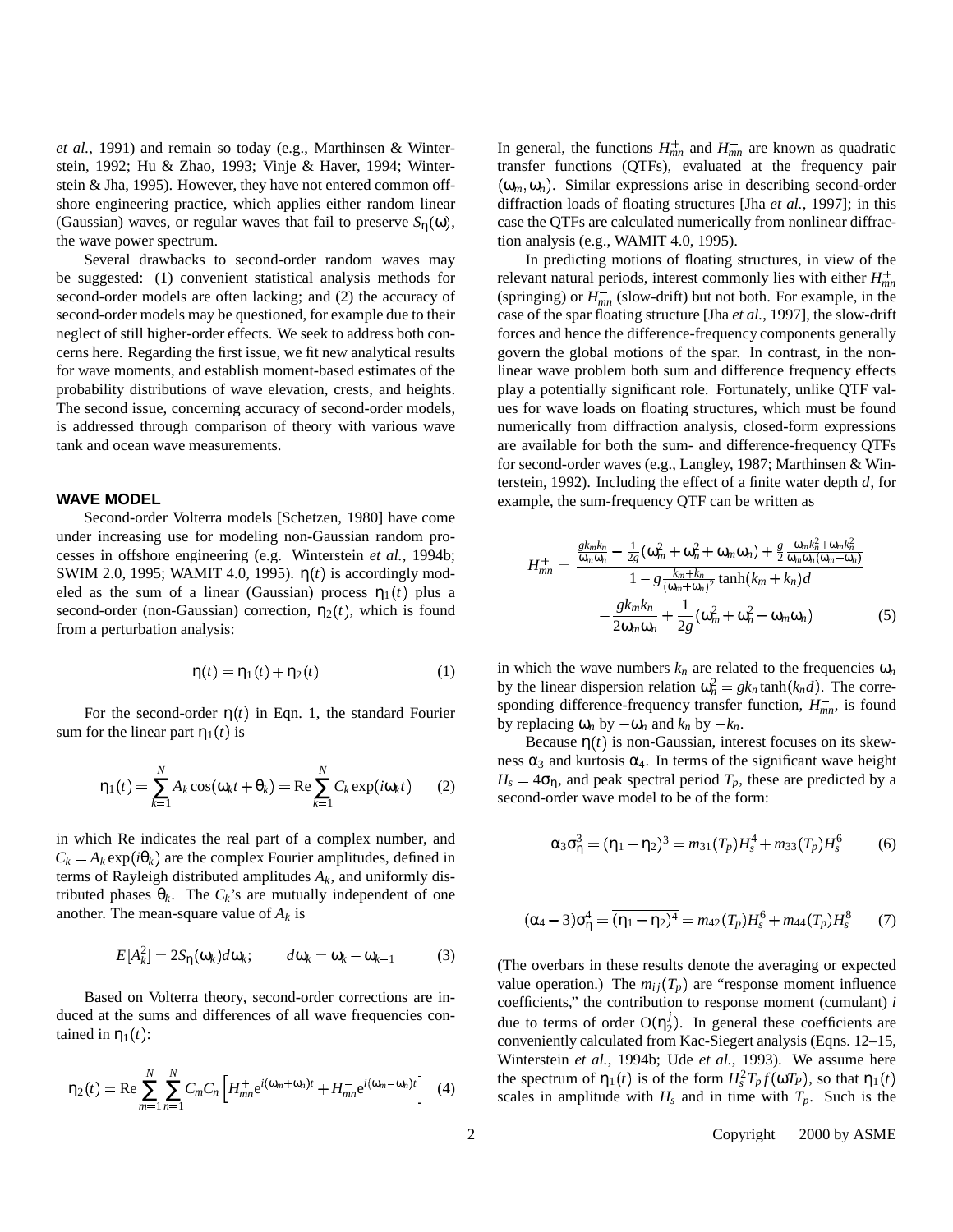*et al.*, 1991) and remain so today (e.g., Marthinsen & Winterstein, 1992; Hu & Zhao, 1993; Vinje & Haver, 1994; Winterstein & Jha, 1995). However, they have not entered common offshore engineering practice, which applies either random linear (Gaussian) waves, or regular waves that fail to preserve $S_\eta(\omega)$, the wave power spectrum.

Several drawbacks to second-order random waves may be suggested: (1) convenient statistical analysis methods for second-order models are often lacking; and (2) the accuracy of second-order models may be questioned, for example due to their neglect of still higher-order effects. We seek to address both concerns here. Regarding the first issue, we fit new analytical results for wave moments, and establish moment-based estimates of the probability distributions of wave elevation, crests, and heights. The second issue, concerning accuracy of second-order models, is addressed through comparison of theory with various wave tank and ocean wave measurements.

## WAVE MODEL

Second-order Volterra models [Schetzen, 1980] have come under increasing use for modeling non-Gaussian random processes in offshore engineering (e.g. Winterstein *et al.*, 1994b; SWIM 2.0, 1995; WAMIT 4.0, 1995). $\eta(t)$ is accordingly modeled as the sum of a linear (Gaussian) process $\eta_1(t)$ plus a second-order (non-Gaussian) correction, $\eta_2(t)$, which is found from a perturbation analysis:

$$\eta(t) = \eta_1(t) + \eta_2(t) \tag{1}$$

For the second-order $\eta(t)$ in Eqn. 1, the standard Fourier sum for the linear part $\eta_1(t)$ is

$$\eta_1(t) = \sum_{k=1}^{N} A_k \cos(\omega_k t + \theta_k) = \mathrm{Re} \sum_{k=1}^{N} C_k \exp(i\omega_k t) \tag{2}$$

in which Re indicates the real part of a complex number, and $C_k = A_k \exp(i\theta_k)$ are the complex Fourier amplitudes, defined in terms of Rayleigh distributed amplitudes $A_k$, and uniformly distributed phases $\theta_k$. The $C_k$'s are mutually independent of one another. The mean-square value of $A_k$ is

$$E[A_k^2] = 2S_\eta(\omega_k)d\omega_k; \qquad d\omega_k = \omega_k - \omega_{k-1} \tag{3}$$

Based on Volterra theory, second-order corrections are induced at the sums and differences of all wave frequencies contained in $\eta_1(t)$:

$$\eta_2(t) = \mathrm{Re} \sum_{m=1}^{N} \sum_{n=1}^{N} C_m C_n \left[ H_{mn}^{+} e^{i(\omega_m+\omega_n)t} + H_{mn}^{-} e^{i(\omega_m-\omega_n)t} \right] \tag{4}$$

In general, the functions $H_{mn}^{+}$ and $H_{mn}^{-}$ are known as quadratic transfer functions (QTFs), evaluated at the frequency pair $(\omega_m, \omega_n)$. Similar expressions arise in describing second-order diffraction loads of floating structures [Jha *et al.*, 1997]; in this case the QTFs are calculated numerically from nonlinear diffraction analysis (e.g., WAMIT 4.0, 1995).

In predicting motions of floating structures, in view of the relevant natural periods, interest commonly lies with either $H_{mn}^{+}$ (springing) or $H_{mn}^{-}$ (slow-drift) but not both. For example, in the case of the spar floating structure [Jha *et al.*, 1997], the slow-drift forces and hence the difference-frequency components generally govern the global motions of the spar. In contrast, in the nonlinear wave problem both sum and difference frequency effects play a potentially significant role. Fortunately, unlike QTF values for wave loads on floating structures, which must be found numerically from diffraction analysis, closed-form expressions are available for both the sum- and difference-frequency QTFs for second-order waves (e.g., Langley, 1987; Marthinsen & Winterstein, 1992). Including the effect of a finite water depth $d$, for example, the sum-frequency QTF can be written as

$$H_{mn}^{+} = \frac{\frac{gk_m k_n}{\omega_m \omega_n} - \frac{1}{2g}(\omega_m^2 + \omega_n^2 + \omega_m \omega_n) + \frac{g}{2}\frac{\omega_m k_n^2 + \omega_n k_m^2}{\omega_m \omega_n (\omega_m + \omega_n)}}{1 - g\frac{k_m + k_n}{(\omega_m + \omega_n)^2}\tanh(k_m + k_n)d} - \frac{gk_m k_n}{2\omega_m \omega_n} + \frac{1}{2g}(\omega_m^2 + \omega_n^2 + \omega_m \omega_n) \tag{5}$$

in which the wave numbers $k_n$ are related to the frequencies $\omega_n$ by the linear dispersion relation $\omega_n^2 = gk_n \tanh(k_n d)$. The corresponding difference-frequency transfer function, $H_{mn}^{-}$, is found by replacing $\omega_n$ by $-\omega_n$ and $k_n$ by $-k_n$.

Because $\eta(t)$ is non-Gaussian, interest focuses on its skewness $\alpha_3$ and kurtosis $\alpha_4$. In terms of the significant wave height $H_s = 4\sigma_\eta$, and peak spectral period $T_p$, these are predicted by a second-order wave model to be of the form:

$$\alpha_3 \sigma_\eta^3 = \overline{(\eta_1 + \eta_2)^3} = m_{31}(T_p)H_s^4 + m_{33}(T_p)H_s^6 \tag{6}$$

$$(\alpha_4 - 3)\sigma_\eta^4 = \overline{(\eta_1 + \eta_2)^4} = m_{42}(T_p)H_s^6 + m_{44}(T_p)H_s^8 \tag{7}$$

(The overbars in these results denote the averaging or expected value operation.) The $m_{ij}(T_p)$ are "response moment influence coefficients," the contribution to response moment (cumulant) $i$ due to terms of order $O(\eta_2^j)$. In general these coefficients are conveniently calculated from Kac-Siegert analysis (Eqns. 12–15, Winterstein *et al.*, 1994b; Ude *et al.*, 1993). We assume here the spectrum of $\eta_1(t)$ is of the form $H_s^2 T_p f(\omega T_P)$, so that $\eta_1(t)$ scales in amplitude with $H_s$ and in time with $T_p$. Such is the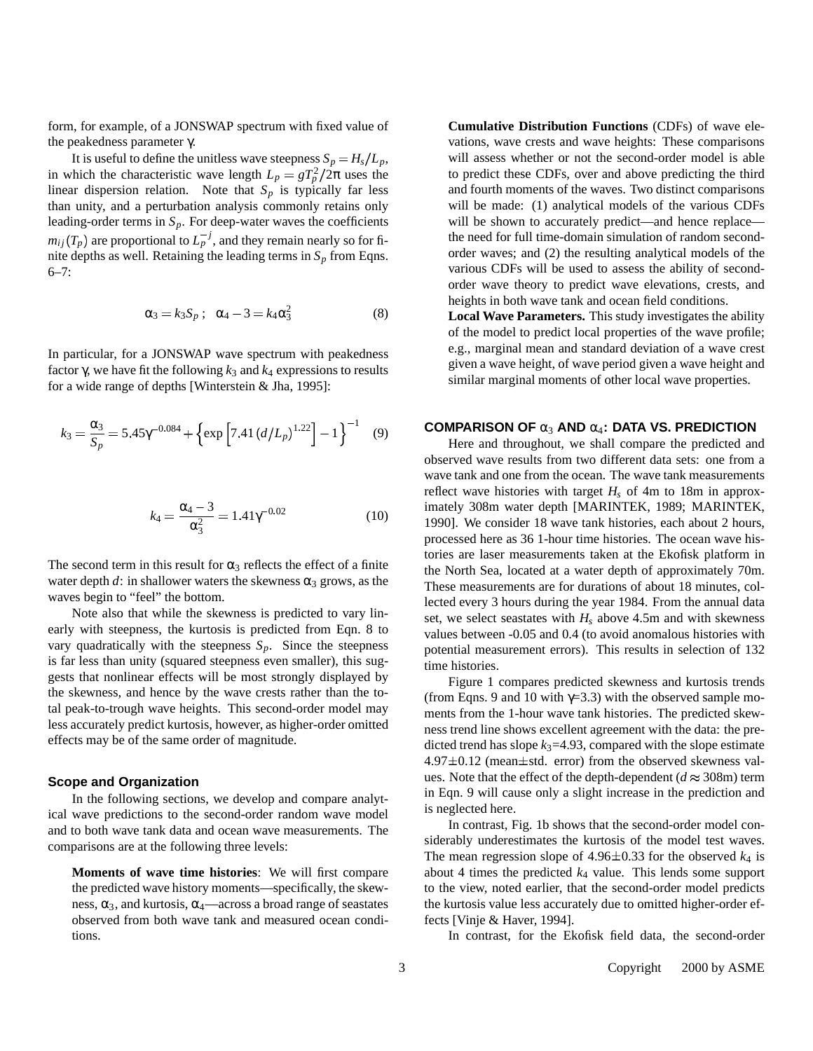form, for example, of a JONSWAP spectrum with fixed value of the peakedness parameter $\gamma$.

It is useful to define the unitless wave steepness $S_p = H_s/L_p$, in which the characteristic wave length $L_p = gT_p^2/2\pi$ uses the linear dispersion relation. Note that $S_p$ is typically far less than unity, and a perturbation analysis commonly retains only leading-order terms in $S_p$. For deep-water waves the coefficients $m_{ij}(T_p)$ are proportional to $L_p^{-j}$, and they remain nearly so for finite depths as well. Retaining the leading terms in $S_p$ from Eqns. 6–7:

$$\alpha_3 = k_3 S_p \; ; \quad \alpha_4 - 3 = k_4 \alpha_3^2 \tag{8}$$

In particular, for a JONSWAP wave spectrum with peakedness factor $\gamma$, we have fit the following $k_3$ and $k_4$ expressions to results for a wide range of depths [Winterstein & Jha, 1995]:

$$k_3 = \frac{\alpha_3}{S_p} = 5.45\gamma^{-0.084} + \left\{ \exp\left[7.41\,(d/L_p)^{1.22}\right] - 1 \right\}^{-1} \tag{9}$$

$$k_4 = \frac{\alpha_4 - 3}{\alpha_3^2} = 1.41\gamma^{-0.02} \tag{10}$$

The second term in this result for $\alpha_3$ reflects the effect of a finite water depth $d$: in shallower waters the skewness $\alpha_3$ grows, as the waves begin to "feel" the bottom.

Note also that while the skewness is predicted to vary linearly with steepness, the kurtosis is predicted from Eqn. 8 to vary quadratically with the steepness $S_p$. Since the steepness is far less than unity (squared steepness even smaller), this suggests that nonlinear effects will be most strongly displayed by the skewness, and hence by the wave crests rather than the total peak-to-trough wave heights. This second-order model may less accurately predict kurtosis, however, as higher-order omitted effects may be of the same order of magnitude.

### Scope and Organization

In the following sections, we develop and compare analytical wave predictions to the second-order random wave model and to both wave tank data and ocean wave measurements. The comparisons are at the following three levels:

**Moments of wave time histories**: We will first compare the predicted wave history moments—specifically, the skewness, $\alpha_3$, and kurtosis, $\alpha_4$—across a broad range of seastates observed from both wave tank and measured ocean conditions.

**Cumulative Distribution Functions** (CDFs) of wave elevations, wave crests and wave heights: These comparisons will assess whether or not the second-order model is able to predict these CDFs, over and above predicting the third and fourth moments of the waves. Two distinct comparisons will be made: (1) analytical models of the various CDFs will be shown to accurately predict—and hence replace—the need for full time-domain simulation of random second-order waves; and (2) the resulting analytical models of the various CDFs will be used to assess the ability of second-order wave theory to predict wave elevations, crests, and heights in both wave tank and ocean field conditions.

**Local Wave Parameters.** This study investigates the ability of the model to predict local properties of the wave profile; e.g., marginal mean and standard deviation of a wave crest given a wave height, of wave period given a wave height and similar marginal moments of other local wave properties.

## COMPARISON OF $\alpha_3$ AND $\alpha_4$: DATA VS. PREDICTION

Here and throughout, we shall compare the predicted and observed wave results from two different data sets: one from a wave tank and one from the ocean. The wave tank measurements reflect wave histories with target $H_s$ of 4m to 18m in approximately 308m water depth [MARINTEK, 1989; MARINTEK, 1990]. We consider 18 wave tank histories, each about 2 hours, processed here as 36 1-hour time histories. The ocean wave histories are laser measurements taken at the Ekofisk platform in the North Sea, located at a water depth of approximately 70m. These measurements are for durations of about 18 minutes, collected every 3 hours during the year 1984. From the annual data set, we select seastates with $H_s$ above 4.5m and with skewness values between -0.05 and 0.4 (to avoid anomalous histories with potential measurement errors). This results in selection of 132 time histories.

Figure 1 compares predicted skewness and kurtosis trends (from Eqns. 9 and 10 with $\gamma$=3.3) with the observed sample moments from the 1-hour wave tank histories. The predicted skewness trend line shows excellent agreement with the data: the predicted trend has slope $k_3$=4.93, compared with the slope estimate 4.97$\pm$0.12 (mean$\pm$std. error) from the observed skewness values. Note that the effect of the depth-dependent ($d \approx$ 308m) term in Eqn. 9 will cause only a slight increase in the prediction and is neglected here.

In contrast, Fig. 1b shows that the second-order model considerably underestimates the kurtosis of the model test waves. The mean regression slope of 4.96$\pm$0.33 for the observed $k_4$ is about 4 times the predicted $k_4$ value. This lends some support to the view, noted earlier, that the second-order model predicts the kurtosis value less accurately due to omitted higher-order effects [Vinje & Haver, 1994].

In contrast, for the Ekofisk field data, the second-order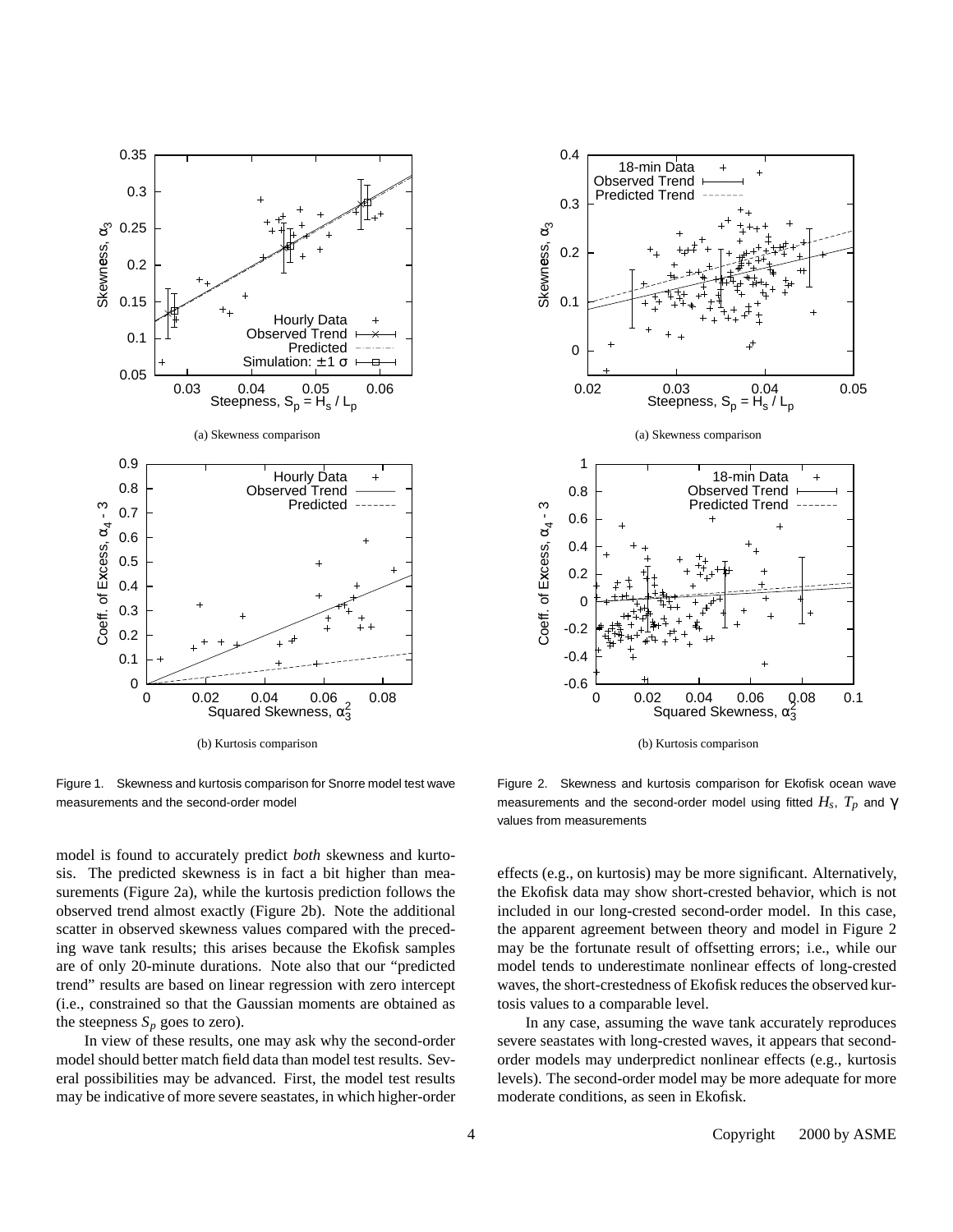(a) Skewness comparison

(b) Kurtosis comparison

Figure 1. Skewness and kurtosis comparison for Snorre model test wave measurements and the second-order model

(a) Skewness comparison

(b) Kurtosis comparison

Figure 2. Skewness and kurtosis comparison for Ekofisk ocean wave measurements and the second-order model using fitted $H_s$, $T_p$ and $\gamma$ values from measurements

model is found to accurately predict *both* skewness and kurtosis. The predicted skewness is in fact a bit higher than measurements (Figure 2a), while the kurtosis prediction follows the observed trend almost exactly (Figure 2b). Note the additional scatter in observed skewness values compared with the preceding wave tank results; this arises because the Ekofisk samples are of only 20-minute durations. Note also that our "predicted trend" results are based on linear regression with zero intercept (i.e., constrained so that the Gaussian moments are obtained as the steepness $S_p$ goes to zero).

In view of these results, one may ask why the second-order model should better match field data than model test results. Several possibilities may be advanced. First, the model test results may be indicative of more severe seastates, in which higher-order effects (e.g., on kurtosis) may be more significant. Alternatively, the Ekofisk data may show short-crested behavior, which is not included in our long-crested second-order model. In this case, the apparent agreement between theory and model in Figure 2 may be the fortunate result of offsetting errors; i.e., while our model tends to underestimate nonlinear effects of long-crested waves, the short-crestedness of Ekofisk reduces the observed kurtosis values to a comparable level.

In any case, assuming the wave tank accurately reproduces severe seastates with long-crested waves, it appears that second-order models may underpredict nonlinear effects (e.g., kurtosis levels). The second-order model may be more adequate for more moderate conditions, as seen in Ekofisk.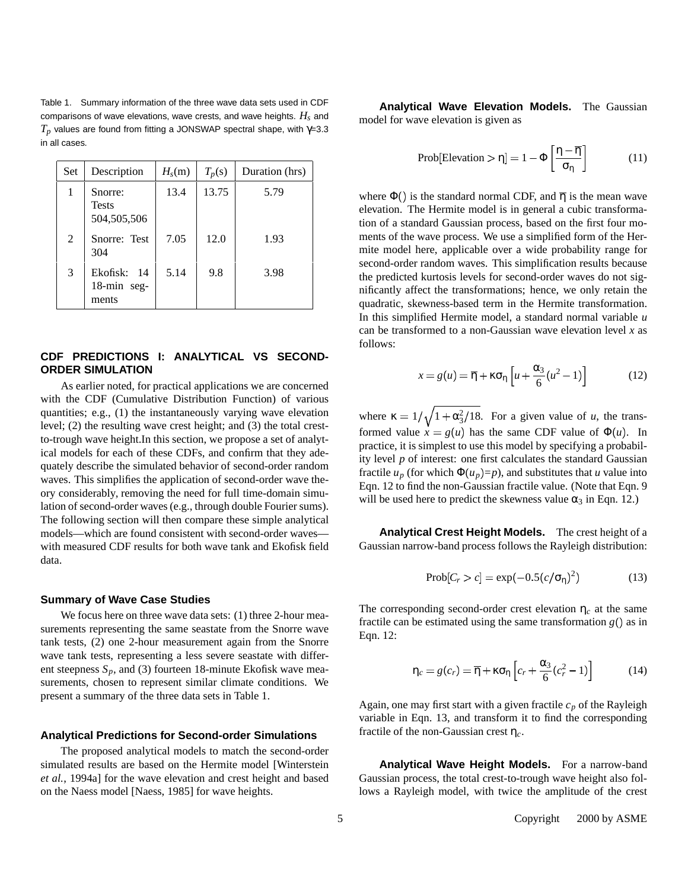Table 1. Summary information of the three wave data sets used in CDF comparisons of wave elevations, wave crests, and wave heights. $H_s$ and $T_p$ values are found from fitting a JONSWAP spectral shape, with $\gamma$=3.3 in all cases.

| Set | Description | $H_s$(m) | $T_p$(s) | Duration (hrs) |
|---|---|---|---|---|
| 1 | Snorre: Tests 504,505,506 | 13.4 | 13.75 | 5.79 |
| 2 | Snorre: Test 304 | 7.05 | 12.0 | 1.93 |
| 3 | Ekofisk: 14 18-min segments | 5.14 | 9.8 | 3.98 |

## CDF PREDICTIONS I: ANALYTICAL VS SECOND-ORDER SIMULATION

As earlier noted, for practical applications we are concerned with the CDF (Cumulative Distribution Function) of various quantities; e.g., (1) the instantaneously varying wave elevation level; (2) the resulting wave crest height; and (3) the total crest-to-trough wave height.In this section, we propose a set of analytical models for each of these CDFs, and confirm that they adequately describe the simulated behavior of second-order random waves. This simplifies the application of second-order wave theory considerably, removing the need for full time-domain simulation of second-order waves (e.g., through double Fourier sums). The following section will then compare these simple analytical models—which are found consistent with second-order waves—with measured CDF results for both wave tank and Ekofisk field data.

### Summary of Wave Case Studies

We focus here on three wave data sets: (1) three 2-hour measurements representing the same seastate from the Snorre wave tank tests, (2) one 2-hour measurement again from the Snorre wave tank tests, representing a less severe seastate with different steepness $S_p$, and (3) fourteen 18-minute Ekofisk wave measurements, chosen to represent similar climate conditions. We present a summary of the three data sets in Table 1.

### Analytical Predictions for Second-order Simulations

The proposed analytical models to match the second-order simulated results are based on the Hermite model [Winterstein *et al.*, 1994a] for the wave elevation and crest height and based on the Naess model [Naess, 1985] for wave heights.

**Analytical Wave Elevation Models.** The Gaussian model for wave elevation is given as

$$\text{Prob}[\text{Elevation} > \eta] = 1 - \Phi\left[\frac{\eta - \overline{\eta}}{\sigma_\eta}\right] \tag{11}$$

where $\Phi()$ is the standard normal CDF, and $\overline{\eta}$ is the mean wave elevation. The Hermite model is in general a cubic transformation of a standard Gaussian process, based on the first four moments of the wave process. We use a simplified form of the Hermite model here, applicable over a wide probability range for second-order random waves. This simplification results because the predicted kurtosis levels for second-order waves do not significantly affect the transformations; hence, we only retain the quadratic, skewness-based term in the Hermite transformation. In this simplified Hermite model, a standard normal variable $u$ can be transformed to a non-Gaussian wave elevation level $x$ as follows:

$$x = g(u) = \overline{\eta} + \kappa\sigma_\eta\left[u + \frac{\alpha_3}{6}(u^2 - 1)\right] \tag{12}$$

where $\kappa = 1/\sqrt{1 + \alpha_3^2/18}$. For a given value of $u$, the transformed value $x = g(u)$ has the same CDF value of $\Phi(u)$. In practice, it is simplest to use this model by specifying a probability level $p$ of interest: one first calculates the standard Gaussian fractile $u_p$ (for which $\Phi(u_p)$=$p$), and substitutes that $u$ value into Eqn. 12 to find the non-Gaussian fractile value. (Note that Eqn. 9 will be used here to predict the skewness value $\alpha_3$ in Eqn. 12.)

**Analytical Crest Height Models.** The crest height of a Gaussian narrow-band process follows the Rayleigh distribution:

$$\text{Prob}[C_r > c] = \exp(-0.5(c/\sigma_\eta)^2) \tag{13}$$

The corresponding second-order crest elevation $\eta_c$ at the same fractile can be estimated using the same transformation $g()$ as in Eqn. 12:

$$\eta_c = g(c_r) = \overline{\eta} + \kappa\sigma_\eta\left[c_r + \frac{\alpha_3}{6}(c_r^2 - 1)\right] \tag{14}$$

Again, one may first start with a given fractile $c_p$ of the Rayleigh variable in Eqn. 13, and transform it to find the corresponding fractile of the non-Gaussian crest $\eta_c$.

**Analytical Wave Height Models.** For a narrow-band Gaussian process, the total crest-to-trough wave height also follows a Rayleigh model, with twice the amplitude of the crest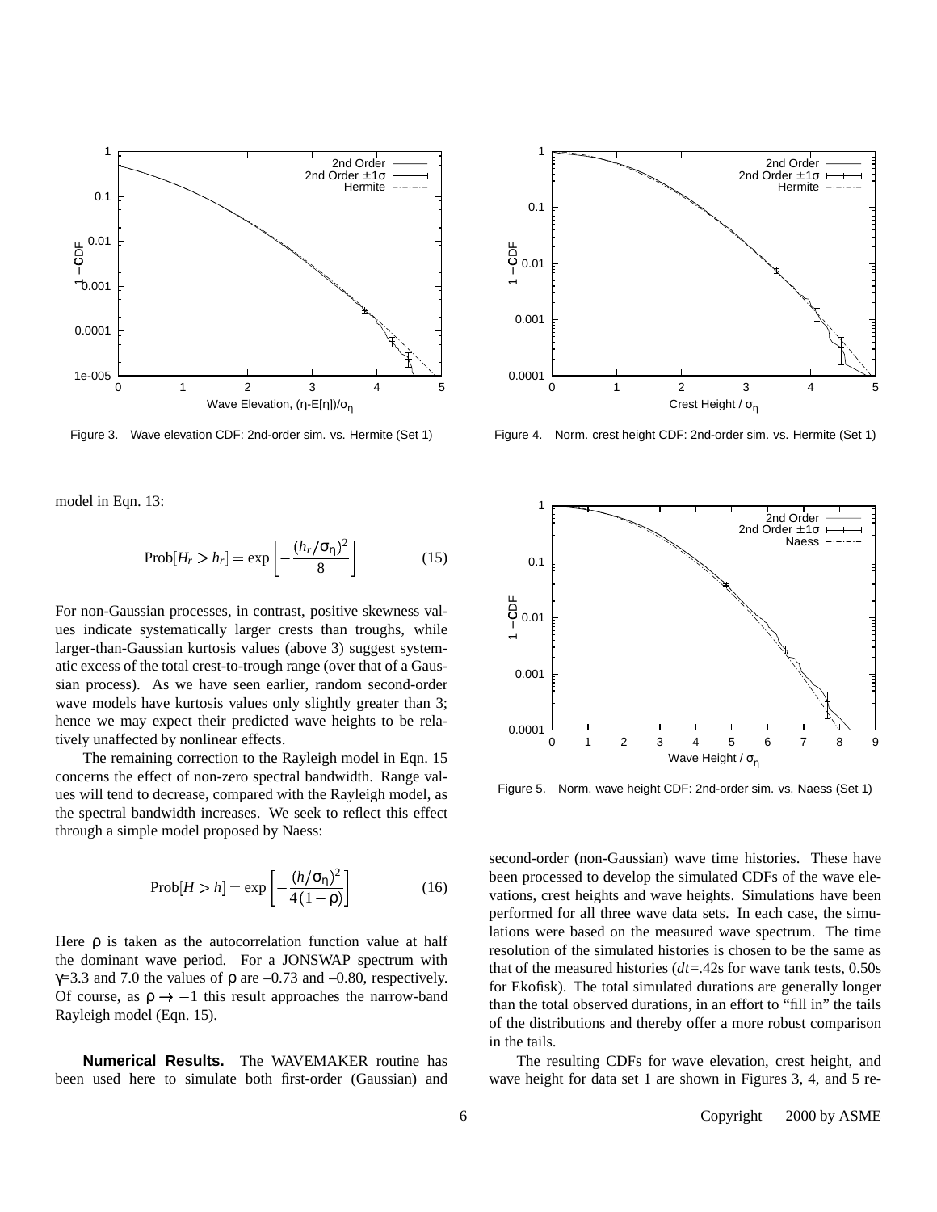Figure 3. Wave elevation CDF: 2nd-order sim. vs. Hermite (Set 1)

Figure 4. Norm. crest height CDF: 2nd-order sim. vs. Hermite (Set 1)

model in Eqn. 13:

$$\mathrm{Prob}[H_r > h_r] = \exp\left[-\frac{(h_r/\sigma_\eta)^2}{8}\right] \tag{15}$$

For non-Gaussian processes, in contrast, positive skewness values indicate systematically larger crests than troughs, while larger-than-Gaussian kurtosis values (above 3) suggest systematic excess of the total crest-to-trough range (over that of a Gaussian process). As we have seen earlier, random second-order wave models have kurtosis values only slightly greater than 3; hence we may expect their predicted wave heights to be relatively unaffected by nonlinear effects.

The remaining correction to the Rayleigh model in Eqn. 15 concerns the effect of non-zero spectral bandwidth. Range values will tend to decrease, compared with the Rayleigh model, as the spectral bandwidth increases. We seek to reflect this effect through a simple model proposed by Naess:

$$\mathrm{Prob}[H > h] = \exp\left[-\frac{(h/\sigma_\eta)^2}{4(1-\rho)}\right] \tag{16}$$

Here $\rho$ is taken as the autocorrelation function value at half the dominant wave period. For a JONSWAP spectrum with $\gamma$=3.3 and 7.0 the values of $\rho$ are –0.73 and –0.80, respectively. Of course, as $\rho \rightarrow -1$ this result approaches the narrow-band Rayleigh model (Eqn. 15).

**Numerical Results.** The WAVEMAKER routine has been used here to simulate both first-order (Gaussian) and second-order (non-Gaussian) wave time histories. These have been processed to develop the simulated CDFs of the wave elevations, crest heights and wave heights. Simulations have been performed for all three wave data sets. In each case, the simulations were based on the measured wave spectrum. The time resolution of the simulated histories is chosen to be the same as that of the measured histories ($dt$=.42s for wave tank tests, 0.50s for Ekofisk). The total simulated durations are generally longer than the total observed durations, in an effort to "fill in" the tails of the distributions and thereby offer a more robust comparison in the tails.

Figure 5. Norm. wave height CDF: 2nd-order sim. vs. Naess (Set 1)

The resulting CDFs for wave elevation, crest height, and wave height for data set 1 are shown in Figures 3, 4, and 5 re-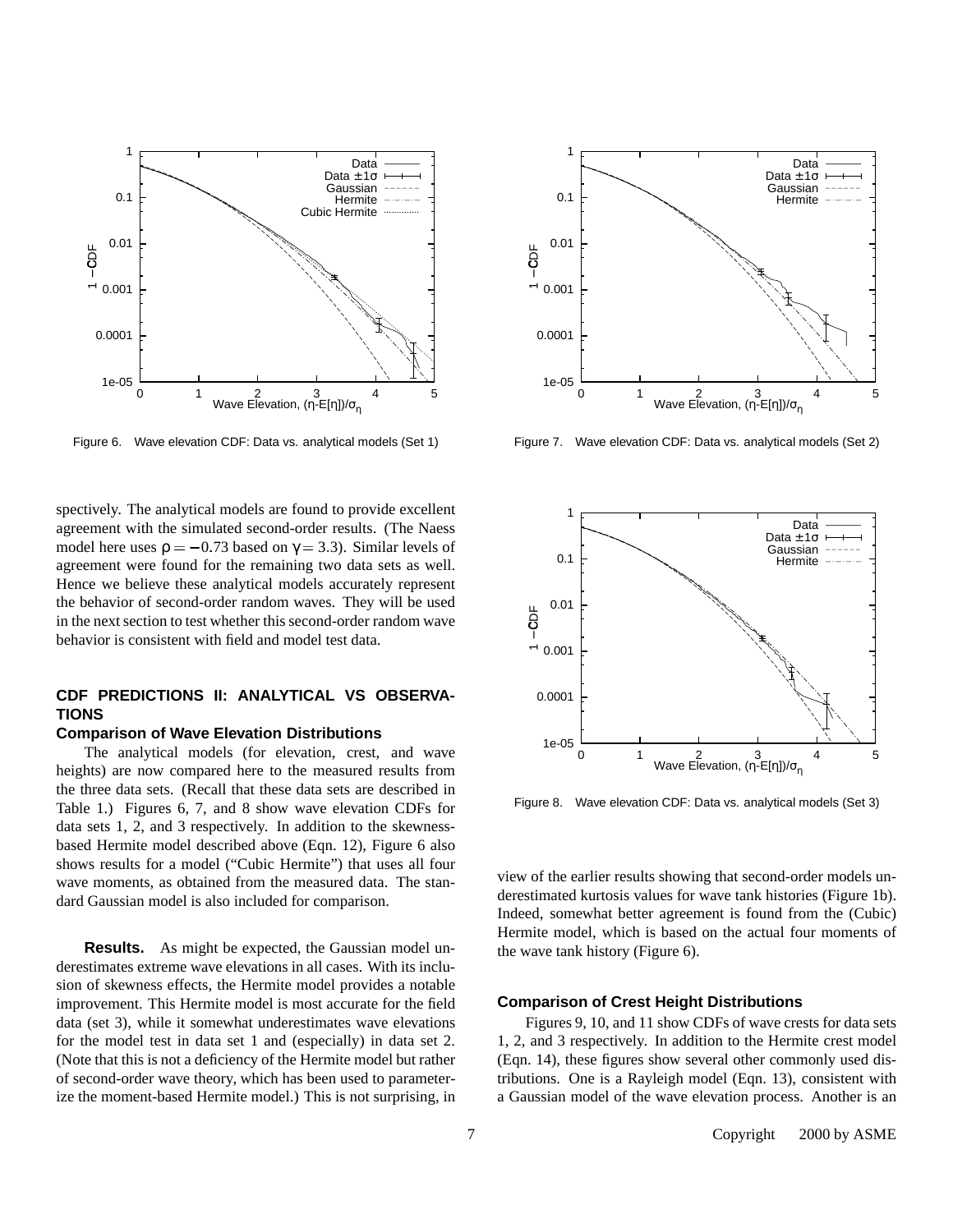Figure 6. Wave elevation CDF: Data vs. analytical models (Set 1)

Figure 7. Wave elevation CDF: Data vs. analytical models (Set 2)

spectively. The analytical models are found to provide excellent agreement with the simulated second-order results. (The Naess model here uses $\rho = -0.73$ based on $\gamma = 3.3$). Similar levels of agreement were found for the remaining two data sets as well. Hence we believe these analytical models accurately represent the behavior of second-order random waves. They will be used in the next section to test whether this second-order random wave behavior is consistent with field and model test data.

## CDF PREDICTIONS II: ANALYTICAL VS OBSERVATIONS

### Comparison of Wave Elevation Distributions

The analytical models (for elevation, crest, and wave heights) are now compared here to the measured results from the three data sets. (Recall that these data sets are described in Table 1.) Figures 6, 7, and 8 show wave elevation CDFs for data sets 1, 2, and 3 respectively. In addition to the skewness-based Hermite model described above (Eqn. 12), Figure 6 also shows results for a model ("Cubic Hermite") that uses all four wave moments, as obtained from the measured data. The standard Gaussian model is also included for comparison.

**Results.** As might be expected, the Gaussian model underestimates extreme wave elevations in all cases. With its inclusion of skewness effects, the Hermite model provides a notable improvement. This Hermite model is most accurate for the field data (set 3), while it somewhat underestimates wave elevations for the model test in data set 1 and (especially) in data set 2. (Note that this is not a deficiency of the Hermite model but rather of second-order wave theory, which has been used to parameterize the moment-based Hermite model.) This is not surprising, in view of the earlier results showing that second-order models underestimated kurtosis values for wave tank histories (Figure 1b). Indeed, somewhat better agreement is found from the (Cubic) Hermite model, which is based on the actual four moments of the wave tank history (Figure 6).

Figure 8. Wave elevation CDF: Data vs. analytical models (Set 3)

### Comparison of Crest Height Distributions

Figures 9, 10, and 11 show CDFs of wave crests for data sets 1, 2, and 3 respectively. In addition to the Hermite crest model (Eqn. 14), these figures show several other commonly used distributions. One is a Rayleigh model (Eqn. 13), consistent with a Gaussian model of the wave elevation process. Another is an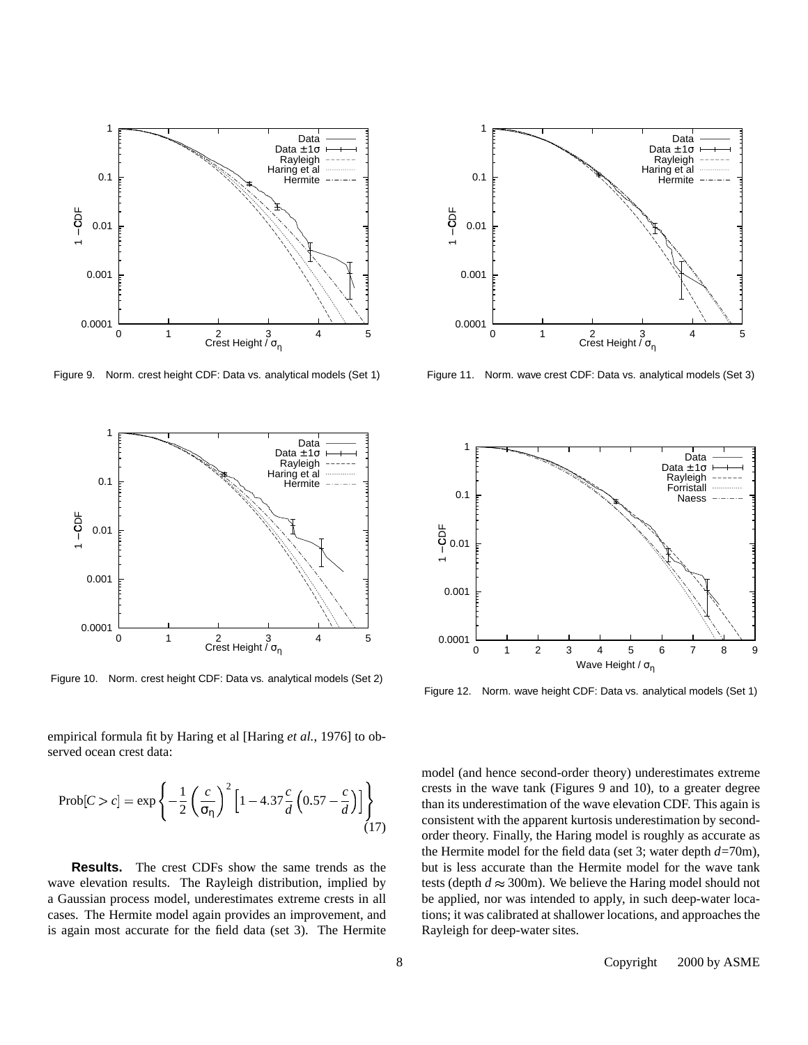Figure 9. Norm. crest height CDF: Data vs. analytical models (Set 1)

Figure 11. Norm. wave crest CDF: Data vs. analytical models (Set 3)

Figure 10. Norm. crest height CDF: Data vs. analytical models (Set 2)

Figure 12. Norm. wave height CDF: Data vs. analytical models (Set 1)

empirical formula fit by Haring et al [Haring *et al.*, 1976] to observed ocean crest data:

$$\text{Prob}[C > c] = \exp\left\{-\frac{1}{2}\left(\frac{c}{\sigma_\eta}\right)^2\left[1 - 4.37\frac{c}{d}\left(0.57 - \frac{c}{d}\right)\right]\right\} \tag{17}$$

**Results.** The crest CDFs show the same trends as the wave elevation results. The Rayleigh distribution, implied by a Gaussian process model, underestimates extreme crests in all cases. The Hermite model again provides an improvement, and is again most accurate for the field data (set 3). The Hermite model (and hence second-order theory) underestimates extreme crests in the wave tank (Figures 9 and 10), to a greater degree than its underestimation of the wave elevation CDF. This again is consistent with the apparent kurtosis underestimation by second-order theory. Finally, the Haring model is roughly as accurate as the Hermite model for the field data (set 3; water depth $d$=70m), but is less accurate than the Hermite model for the wave tank tests (depth $d \approx 300$m). We believe the Haring model should not be applied, nor was intended to apply, in such deep-water locations; it was calibrated at shallower locations, and approaches the Rayleigh for deep-water sites.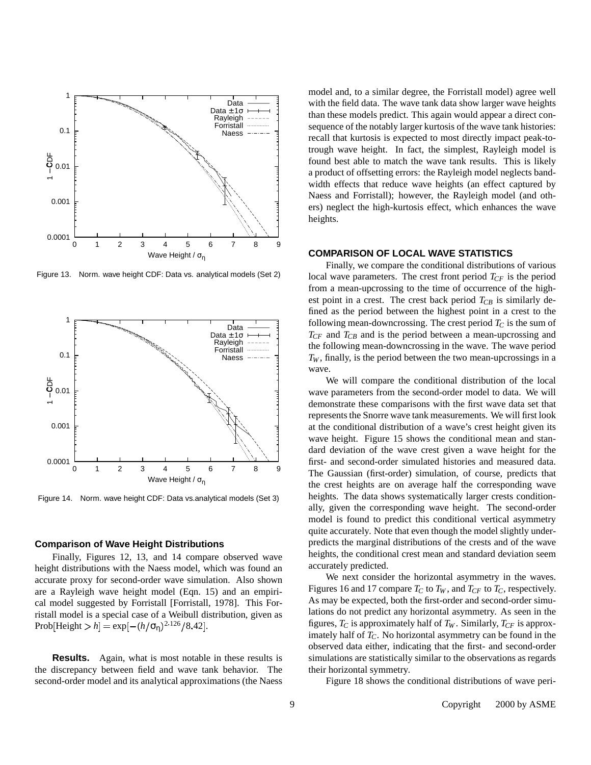Figure 13. Norm. wave height CDF: Data vs. analytical models (Set 2)

Figure 14. Norm. wave height CDF: Data vs.analytical models (Set 3)

### Comparison of Wave Height Distributions

Finally, Figures 12, 13, and 14 compare observed wave height distributions with the Naess model, which was found an accurate proxy for second-order wave simulation. Also shown are a Rayleigh wave height model (Eqn. 15) and an empirical model suggested by Forristall [Forristall, 1978]. This Forristall model is a special case of a Weibull distribution, given as $\text{Prob}[\text{Height} > h] = \exp[-(h/\sigma_\eta)^{2.126}/8.42]$.

**Results.** Again, what is most notable in these results is the discrepancy between field and wave tank behavior. The second-order model and its analytical approximations (the Naess model and, to a similar degree, the Forristall model) agree well with the field data. The wave tank data show larger wave heights than these models predict. This again would appear a direct consequence of the notably larger kurtosis of the wave tank histories: recall that kurtosis is expected to most directly impact peak-to-trough wave height. In fact, the simplest, Rayleigh model is found best able to match the wave tank results. This is likely a product of offsetting errors: the Rayleigh model neglects bandwidth effects that reduce wave heights (an effect captured by Naess and Forristall); however, the Rayleigh model (and others) neglect the high-kurtosis effect, which enhances the wave heights.

## COMPARISON OF LOCAL WAVE STATISTICS

Finally, we compare the conditional distributions of various local wave parameters. The crest front period $T_{CF}$ is the period from a mean-upcrossing to the time of occurrence of the highest point in a crest. The crest back period $T_{CB}$ is similarly defined as the period between the highest point in a crest to the following mean-downcrossing. The crest period $T_C$ is the sum of $T_{CF}$ and $T_{CB}$ and is the period between a mean-upcrossing and the following mean-downcrossing in the wave. The wave period $T_W$, finally, is the period between the two mean-upcrossings in a wave.

We will compare the conditional distribution of the local wave parameters from the second-order model to data. We will demonstrate these comparisons with the first wave data set that represents the Snorre wave tank measurements. We will first look at the conditional distribution of a wave's crest height given its wave height. Figure 15 shows the conditional mean and standard deviation of the wave crest given a wave height for the first- and second-order simulated histories and measured data. The Gaussian (first-order) simulation, of course, predicts that the crest heights are on average half the corresponding wave heights. The data shows systematically larger crests conditionally, given the corresponding wave height. The second-order model is found to predict this conditional vertical asymmetry quite accurately. Note that even though the model slightly underpredicts the marginal distributions of the crests and of the wave heights, the conditional crest mean and standard deviation seem accurately predicted.

We next consider the horizontal asymmetry in the waves. Figures 16 and 17 compare $T_C$ to $T_W$, and $T_{CF}$ to $T_C$, respectively. As may be expected, both the first-order and second-order simulations do not predict any horizontal asymmetry. As seen in the figures, $T_C$ is approximately half of $T_W$. Similarly, $T_{CF}$ is approximately half of $T_C$. No horizontal asymmetry can be found in the observed data either, indicating that the first- and second-order simulations are statistically similar to the observations as regards their horizontal symmetry.

Figure 18 shows the conditional distributions of wave peri-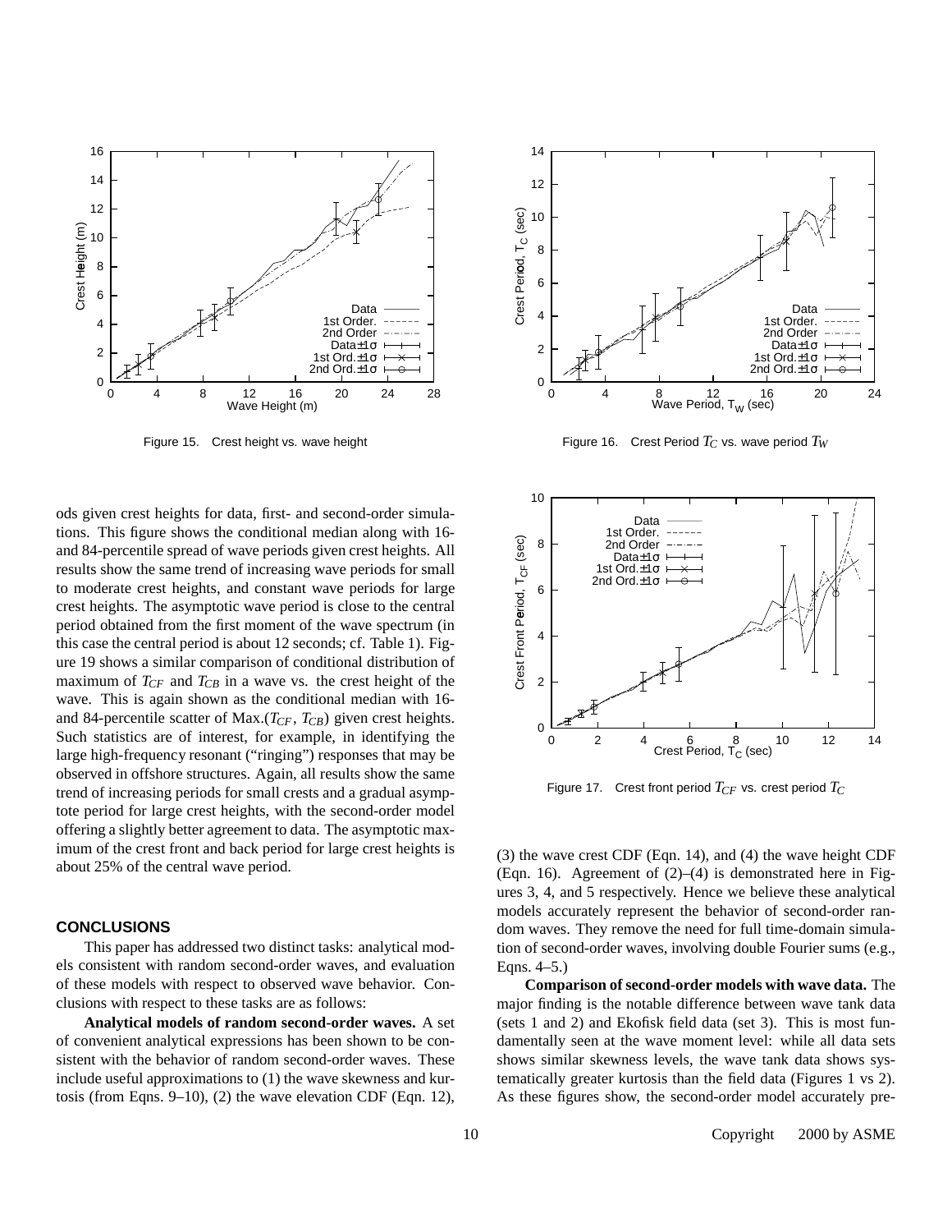Figure 15. Crest height vs. wave height

Figure 16. Crest Period $T_C$ vs. wave period $T_W$

Figure 17. Crest front period $T_{CF}$ vs. crest period $T_C$

ods given crest heights for data, first- and second-order simulations. This figure shows the conditional median along with 16- and 84-percentile spread of wave periods given crest heights. All results show the same trend of increasing wave periods for small to moderate crest heights, and constant wave periods for large crest heights. The asymptotic wave period is close to the central period obtained from the first moment of the wave spectrum (in this case the central period is about 12 seconds; cf. Table 1). Figure 19 shows a similar comparison of conditional distribution of maximum of $T_{CF}$ and $T_{CB}$ in a wave vs. the crest height of the wave. This is again shown as the conditional median with 16- and 84-percentile scatter of Max.($T_{CF}$, $T_{CB}$) given crest heights. Such statistics are of interest, for example, in identifying the large high-frequency resonant ("ringing") responses that may be observed in offshore structures. Again, all results show the same trend of increasing periods for small crests and a gradual asymptote period for large crest heights, with the second-order model offering a slightly better agreement to data. The asymptotic maximum of the crest front and back period for large crest heights is about 25% of the central wave period.

## CONCLUSIONS

This paper has addressed two distinct tasks: analytical models consistent with random second-order waves, and evaluation of these models with respect to observed wave behavior. Conclusions with respect to these tasks are as follows:

**Analytical models of random second-order waves.** A set of convenient analytical expressions has been shown to be consistent with the behavior of random second-order waves. These include useful approximations to (1) the wave skewness and kurtosis (from Eqns. 9–10), (2) the wave elevation CDF (Eqn. 12), (3) the wave crest CDF (Eqn. 14), and (4) the wave height CDF (Eqn. 16). Agreement of (2)–(4) is demonstrated here in Figures 3, 4, and 5 respectively. Hence we believe these analytical models accurately represent the behavior of second-order random waves. They remove the need for full time-domain simulation of second-order waves, involving double Fourier sums (e.g., Eqns. 4–5.)

**Comparison of second-order models with wave data.** The major finding is the notable difference between wave tank data (sets 1 and 2) and Ekofisk field data (set 3). This is most fundamentally seen at the wave moment level: while all data sets shows similar skewness levels, the wave tank data shows systematically greater kurtosis than the field data (Figures 1 vs 2). As these figures show, the second-order model accurately pre-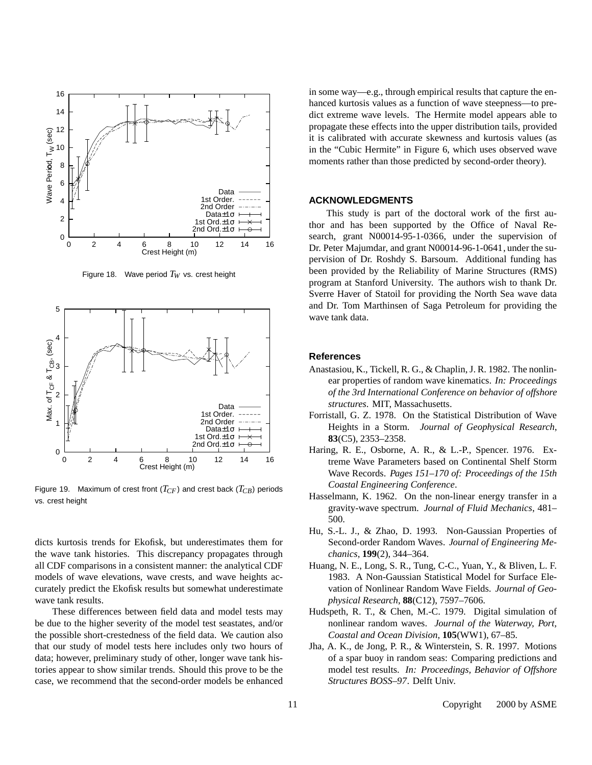Figure 18. Wave period $T_W$ vs. crest height

Figure 19. Maximum of crest front ($T_{CF}$) and crest back ($T_{CB}$) periods vs. crest height

dicts kurtosis trends for Ekofisk, but underestimates them for the wave tank histories. This discrepancy propagates through all CDF comparisons in a consistent manner: the analytical CDF models of wave elevations, wave crests, and wave heights accurately predict the Ekofisk results but somewhat underestimate wave tank results.

These differences between field data and model tests may be due to the higher severity of the model test seastates, and/or the possible short-crestedness of the field data. We caution also that our study of model tests here includes only two hours of data; however, preliminary study of other, longer wave tank histories appear to show similar trends. Should this prove to be the case, we recommend that the second-order models be enhanced in some way—e.g., through empirical results that capture the enhanced kurtosis values as a function of wave steepness—to predict extreme wave levels. The Hermite model appears able to propagate these effects into the upper distribution tails, provided it is calibrated with accurate skewness and kurtosis values (as in the "Cubic Hermite" in Figure 6, which uses observed wave moments rather than those predicted by second-order theory).

## ACKNOWLEDGMENTS

This study is part of the doctoral work of the first author and has been supported by the Office of Naval Research, grant N00014-95-1-0366, under the supervision of Dr. Peter Majumdar, and grant N00014-96-1-0641, under the supervision of Dr. Roshdy S. Barsoum. Additional funding has been provided by the Reliability of Marine Structures (RMS) program at Stanford University. The authors wish to thank Dr. Sverre Haver of Statoil for providing the North Sea wave data and Dr. Tom Marthinsen of Saga Petroleum for providing the wave tank data.

## References

Anastasiou, K., Tickell, R. G., & Chaplin, J. R. 1982. The nonlinear properties of random wave kinematics. *In: Proceedings of the 3rd International Conference on behavior of offshore structures*. MIT, Massachusetts.

Forristall, G. Z. 1978. On the Statistical Distribution of Wave Heights in a Storm. *Journal of Geophysical Research*, **83**(C5), 2353–2358.

Haring, R. E., Osborne, A. R., & L.-P., Spencer. 1976. Extreme Wave Parameters based on Continental Shelf Storm Wave Records. *Pages 151–170 of: Proceedings of the 15th Coastal Engineering Conference*.

Hasselmann, K. 1962. On the non-linear energy transfer in a gravity-wave spectrum. *Journal of Fluid Mechanics*, 481–500.

Hu, S.-L. J., & Zhao, D. 1993. Non-Gaussian Properties of Second-order Random Waves. *Journal of Engineering Mechanics*, **199**(2), 344–364.

Huang, N. E., Long, S. R., Tung, C-C., Yuan, Y., & Bliven, L. F. 1983. A Non-Gaussian Statistical Model for Surface Elevation of Nonlinear Random Wave Fields. *Journal of Geophysical Research*, **88**(C12), 7597–7606.

Hudspeth, R. T., & Chen, M.-C. 1979. Digital simulation of nonlinear random waves. *Journal of the Waterway, Port, Coastal and Ocean Division*, **105**(WW1), 67–85.

Jha, A. K., de Jong, P. R., & Winterstein, S. R. 1997. Motions of a spar buoy in random seas: Comparing predictions and model test results. *In: Proceedings, Behavior of Offshore Structures BOSS–97*. Delft Univ.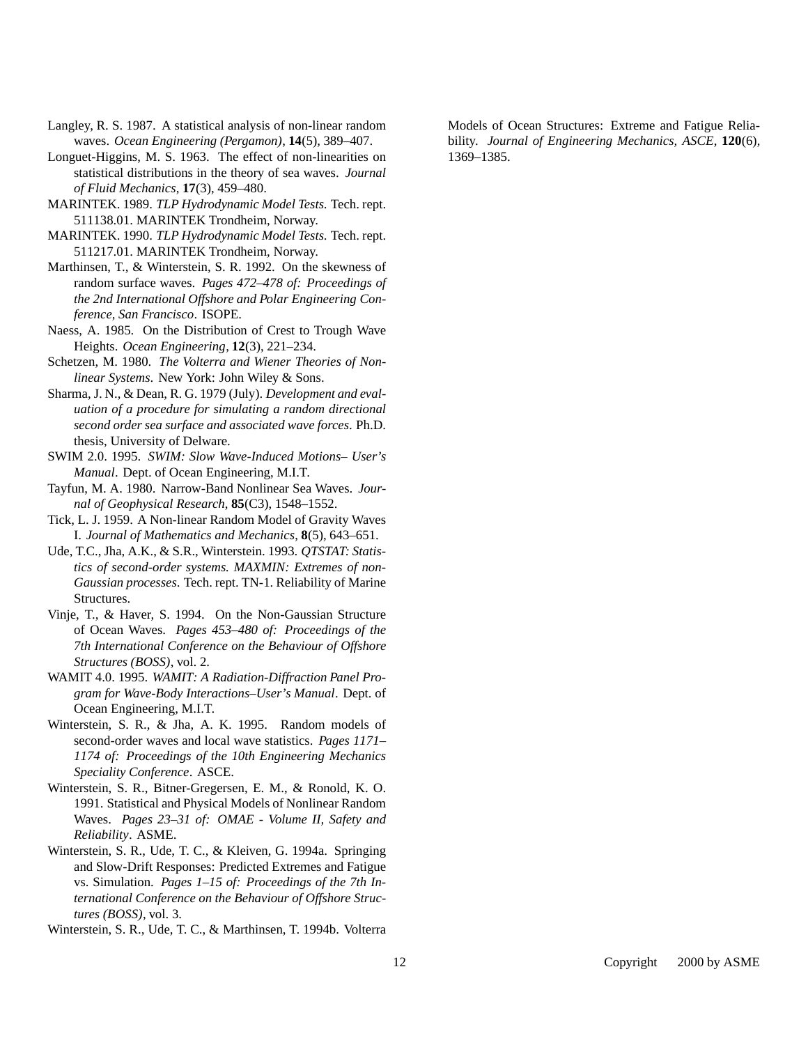Langley, R. S. 1987. A statistical analysis of non-linear random waves. *Ocean Engineering (Pergamon)*, **14**(5), 389–407.

Longuet-Higgins, M. S. 1963. The effect of non-linearities on statistical distributions in the theory of sea waves. *Journal of Fluid Mechanics*, **17**(3), 459–480.

MARINTEK. 1989. *TLP Hydrodynamic Model Tests.* Tech. rept. 511138.01. MARINTEK Trondheim, Norway.

MARINTEK. 1990. *TLP Hydrodynamic Model Tests.* Tech. rept. 511217.01. MARINTEK Trondheim, Norway.

Marthinsen, T., & Winterstein, S. R. 1992. On the skewness of random surface waves. *Pages 472–478 of: Proceedings of the 2nd International Offshore and Polar Engineering Conference, San Francisco*. ISOPE.

Naess, A. 1985. On the Distribution of Crest to Trough Wave Heights. *Ocean Engineering*, **12**(3), 221–234.

Schetzen, M. 1980. *The Volterra and Wiener Theories of Nonlinear Systems*. New York: John Wiley & Sons.

Sharma, J. N., & Dean, R. G. 1979 (July). *Development and evaluation of a procedure for simulating a random directional second order sea surface and associated wave forces.* Ph.D. thesis, University of Delware.

SWIM 2.0. 1995. *SWIM: Slow Wave-Induced Motions– User's Manual*. Dept. of Ocean Engineering, M.I.T.

Tayfun, M. A. 1980. Narrow-Band Nonlinear Sea Waves. *Journal of Geophysical Research*, **85**(C3), 1548–1552.

Tick, L. J. 1959. A Non-linear Random Model of Gravity Waves I. *Journal of Mathematics and Mechanics*, **8**(5), 643–651.

Ude, T.C., Jha, A.K., & S.R., Winterstein. 1993. *QTSTAT: Statistics of second-order systems. MAXMIN: Extremes of non-Gaussian processes.* Tech. rept. TN-1. Reliability of Marine Structures.

Vinje, T., & Haver, S. 1994. On the Non-Gaussian Structure of Ocean Waves. *Pages 453–480 of: Proceedings of the 7th International Conference on the Behaviour of Offshore Structures (BOSS)*, vol. 2.

WAMIT 4.0. 1995. *WAMIT: A Radiation-Diffraction Panel Program for Wave-Body Interactions–User's Manual*. Dept. of Ocean Engineering, M.I.T.

Winterstein, S. R., & Jha, A. K. 1995. Random models of second-order waves and local wave statistics. *Pages 1171–1174 of: Proceedings of the 10th Engineering Mechanics Speciality Conference*. ASCE.

Winterstein, S. R., Bitner-Gregersen, E. M., & Ronold, K. O. 1991. Statistical and Physical Models of Nonlinear Random Waves. *Pages 23–31 of: OMAE - Volume II, Safety and Reliability*. ASME.

Winterstein, S. R., Ude, T. C., & Kleiven, G. 1994a. Springing and Slow-Drift Responses: Predicted Extremes and Fatigue vs. Simulation. *Pages 1–15 of: Proceedings of the 7th International Conference on the Behaviour of Offshore Structures (BOSS)*, vol. 3.

Winterstein, S. R., Ude, T. C., & Marthinsen, T. 1994b. Volterra Models of Ocean Structures: Extreme and Fatigue Reliability. *Journal of Engineering Mechanics, ASCE*, **120**(6), 1369–1385.